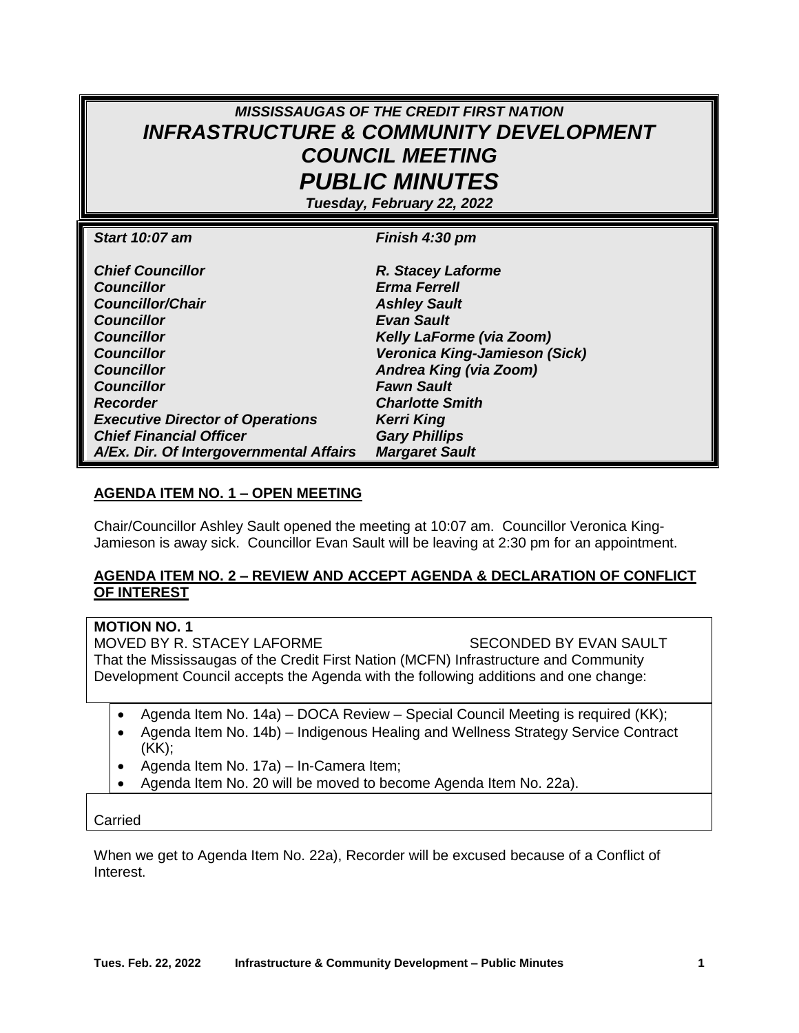# *MISSISSAUGAS OF THE CREDIT FIRST NATION*
# *INFRASTRUCTURE & COMMUNITY DEVELOPMENT COUNCIL MEETING*
# *PUBLIC MINUTES*

***Tuesday, February 22, 2022***

| ***Start 10:07 am*** | ***Finish 4:30 pm*** |
|---|---|
| ***Chief Councillor*** | ***R. Stacey Laforme*** |
| ***Councillor*** | ***Erma Ferrell*** |
| ***Councillor/Chair*** | ***Ashley Sault*** |
| ***Councillor*** | ***Evan Sault*** |
| ***Councillor*** | ***Kelly LaForme (via Zoom)*** |
| ***Councillor*** | ***Veronica King-Jamieson (Sick)*** |
| ***Councillor*** | ***Andrea King (via Zoom)*** |
| ***Councillor*** | ***Fawn Sault*** |
| ***Recorder*** | ***Charlotte Smith*** |
| ***Executive Director of Operations*** | ***Kerri King*** |
| ***Chief Financial Officer*** | ***Gary Phillips*** |
| ***A/Ex. Dir. Of Intergovernmental Affairs*** | ***Margaret Sault*** |

## AGENDA ITEM NO. 1 – OPEN MEETING

Chair/Councillor Ashley Sault opened the meeting at 10:07 am. Councillor Veronica King-Jamieson is away sick. Councillor Evan Sault will be leaving at 2:30 pm for an appointment.

## AGENDA ITEM NO. 2 – REVIEW AND ACCEPT AGENDA & DECLARATION OF CONFLICT OF INTEREST

**MOTION NO. 1**

MOVED BY R. STACEY LAFORME SECONDED BY EVAN SAULT

That the Mississaugas of the Credit First Nation (MCFN) Infrastructure and Community Development Council accepts the Agenda with the following additions and one change:

- Agenda Item No. 14a) – DOCA Review – Special Council Meeting is required (KK);
- Agenda Item No. 14b) – Indigenous Healing and Wellness Strategy Service Contract (KK);
- Agenda Item No. 17a) – In-Camera Item;
- Agenda Item No. 20 will be moved to become Agenda Item No. 22a).

Carried

When we get to Agenda Item No. 22a), Recorder will be excused because of a Conflict of Interest.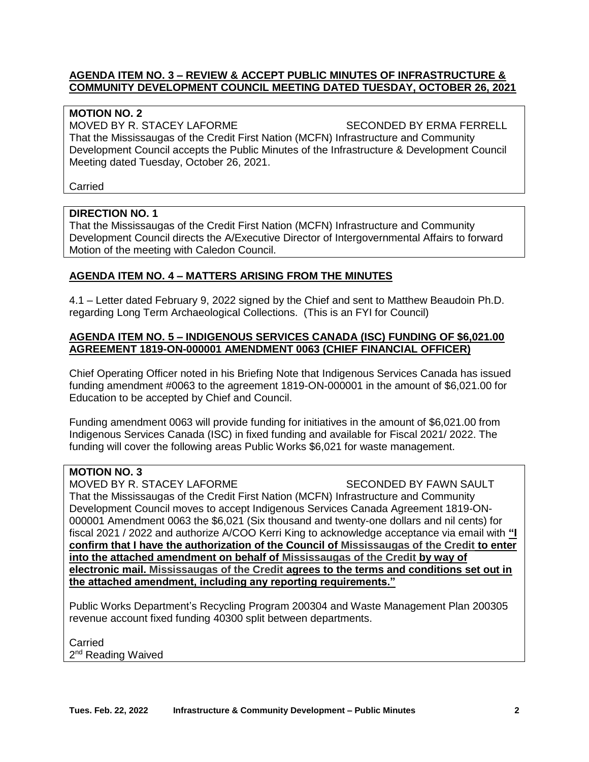## **AGENDA ITEM NO. 3 – REVIEW & ACCEPT PUBLIC MINUTES OF INFRASTRUCTURE & COMMUNITY DEVELOPMENT COUNCIL MEETING DATED TUESDAY, OCTOBER 26, 2021**

**MOTION NO. 2**
MOVED BY R. STACEY LAFORME SECONDED BY ERMA FERRELL
That the Mississaugas of the Credit First Nation (MCFN) Infrastructure and Community Development Council accepts the Public Minutes of the Infrastructure & Development Council Meeting dated Tuesday, October 26, 2021.

Carried

**DIRECTION NO. 1**
That the Mississaugas of the Credit First Nation (MCFN) Infrastructure and Community Development Council directs the A/Executive Director of Intergovernmental Affairs to forward Motion of the meeting with Caledon Council.

## **AGENDA ITEM NO. 4 – MATTERS ARISING FROM THE MINUTES**

4.1 – Letter dated February 9, 2022 signed by the Chief and sent to Matthew Beaudoin Ph.D. regarding Long Term Archaeological Collections. (This is an FYI for Council)

## **AGENDA ITEM NO. 5 – INDIGENOUS SERVICES CANADA (ISC) FUNDING OF $6,021.00 AGREEMENT 1819-ON-000001 AMENDMENT 0063 (CHIEF FINANCIAL OFFICER)**

Chief Operating Officer noted in his Briefing Note that Indigenous Services Canada has issued funding amendment #0063 to the agreement 1819-ON-000001 in the amount of $6,021.00 for Education to be accepted by Chief and Council.

Funding amendment 0063 will provide funding for initiatives in the amount of $6,021.00 from Indigenous Services Canada (ISC) in fixed funding and available for Fiscal 2021/ 2022. The funding will cover the following areas Public Works $6,021 for waste management.

**MOTION NO. 3**
MOVED BY R. STACEY LAFORME SECONDED BY FAWN SAULT
That the Mississaugas of the Credit First Nation (MCFN) Infrastructure and Community Development Council moves to accept Indigenous Services Canada Agreement 1819-ON-000001 Amendment 0063 the $6,021 (Six thousand and twenty-one dollars and nil cents) for fiscal 2021 / 2022 and authorize A/COO Kerri King to acknowledge acceptance via email with **"I confirm that I have the authorization of the Council of Mississaugas of the Credit to enter into the attached amendment on behalf of Mississaugas of the Credit by way of electronic mail. Mississaugas of the Credit agrees to the terms and conditions set out in the attached amendment, including any reporting requirements."**

Public Works Department's Recycling Program 200304 and Waste Management Plan 200305 revenue account fixed funding 40300 split between departments.

Carried
2nd Reading Waived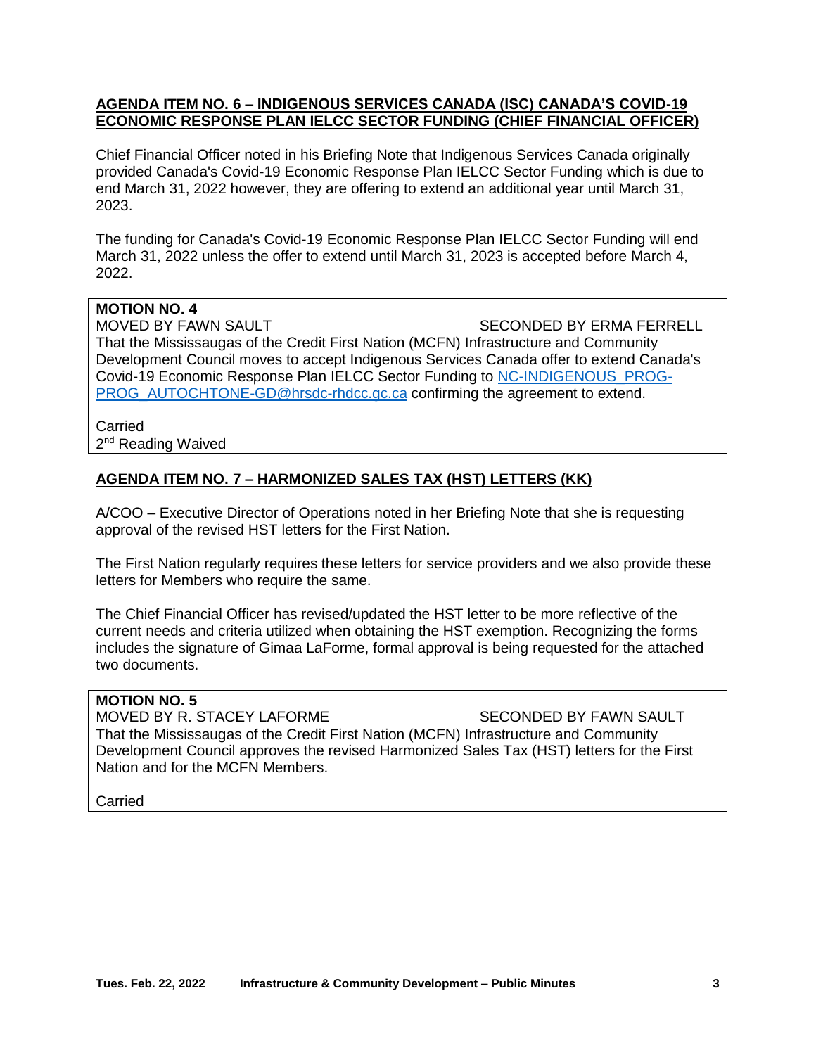## AGENDA ITEM NO. 6 – INDIGENOUS SERVICES CANADA (ISC) CANADA'S COVID-19 ECONOMIC RESPONSE PLAN IELCC SECTOR FUNDING (CHIEF FINANCIAL OFFICER)

Chief Financial Officer noted in his Briefing Note that Indigenous Services Canada originally provided Canada's Covid-19 Economic Response Plan IELCC Sector Funding which is due to end March 31, 2022 however, they are offering to extend an additional year until March 31, 2023.

The funding for Canada's Covid-19 Economic Response Plan IELCC Sector Funding will end March 31, 2022 unless the offer to extend until March 31, 2023 is accepted before March 4, 2022.

**MOTION NO. 4**
MOVED BY FAWN SAULT SECONDED BY ERMA FERRELL
That the Mississaugas of the Credit First Nation (MCFN) Infrastructure and Community Development Council moves to accept Indigenous Services Canada offer to extend Canada's Covid-19 Economic Response Plan IELCC Sector Funding to NC-INDIGENOUS_PROG-PROG_AUTOCHTONE-GD@hrsdc-rhdcc.gc.ca confirming the agreement to extend.

Carried
2nd Reading Waived

## AGENDA ITEM NO. 7 – HARMONIZED SALES TAX (HST) LETTERS (KK)

A/COO – Executive Director of Operations noted in her Briefing Note that she is requesting approval of the revised HST letters for the First Nation.

The First Nation regularly requires these letters for service providers and we also provide these letters for Members who require the same.

The Chief Financial Officer has revised/updated the HST letter to be more reflective of the current needs and criteria utilized when obtaining the HST exemption. Recognizing the forms includes the signature of Gimaa LaForme, formal approval is being requested for the attached two documents.

**MOTION NO. 5**
MOVED BY R. STACEY LAFORME SECONDED BY FAWN SAULT
That the Mississaugas of the Credit First Nation (MCFN) Infrastructure and Community Development Council approves the revised Harmonized Sales Tax (HST) letters for the First Nation and for the MCFN Members.

Carried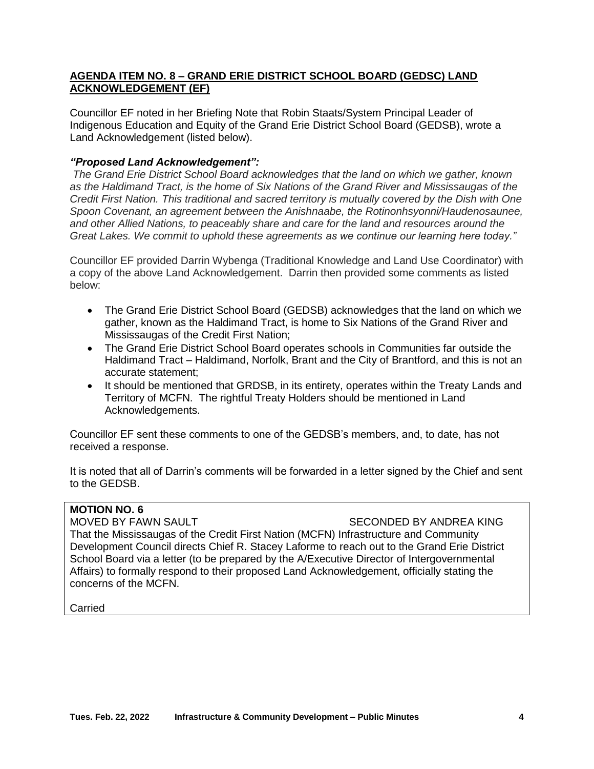**AGENDA ITEM NO. 8 – GRAND ERIE DISTRICT SCHOOL BOARD (GEDSC) LAND ACKNOWLEDGEMENT (EF)**

Councillor EF noted in her Briefing Note that Robin Staats/System Principal Leader of Indigenous Education and Equity of the Grand Erie District School Board (GEDSB), wrote a Land Acknowledgement (listed below).

***"Proposed Land Acknowledgement":***

*The Grand Erie District School Board acknowledges that the land on which we gather, known as the Haldimand Tract, is the home of Six Nations of the Grand River and Mississaugas of the Credit First Nation. This traditional and sacred territory is mutually covered by the Dish with One Spoon Covenant, an agreement between the Anishnaabe, the Rotinonhsyonni/Haudenosaunee, and other Allied Nations, to peaceably share and care for the land and resources around the Great Lakes. We commit to uphold these agreements as we continue our learning here today."*

Councillor EF provided Darrin Wybenga (Traditional Knowledge and Land Use Coordinator) with a copy of the above Land Acknowledgement. Darrin then provided some comments as listed below:

- The Grand Erie District School Board (GEDSB) acknowledges that the land on which we gather, known as the Haldimand Tract, is home to Six Nations of the Grand River and Mississaugas of the Credit First Nation;
- The Grand Erie District School Board operates schools in Communities far outside the Haldimand Tract – Haldimand, Norfolk, Brant and the City of Brantford, and this is not an accurate statement;
- It should be mentioned that GRDSB, in its entirety, operates within the Treaty Lands and Territory of MCFN. The rightful Treaty Holders should be mentioned in Land Acknowledgements.

Councillor EF sent these comments to one of the GEDSB's members, and, to date, has not received a response.

It is noted that all of Darrin's comments will be forwarded in a letter signed by the Chief and sent to the GEDSB.

**MOTION NO. 6**

MOVED BY FAWN SAULT SECONDED BY ANDREA KING

That the Mississaugas of the Credit First Nation (MCFN) Infrastructure and Community Development Council directs Chief R. Stacey Laforme to reach out to the Grand Erie District School Board via a letter (to be prepared by the A/Executive Director of Intergovernmental Affairs) to formally respond to their proposed Land Acknowledgement, officially stating the concerns of the MCFN.

Carried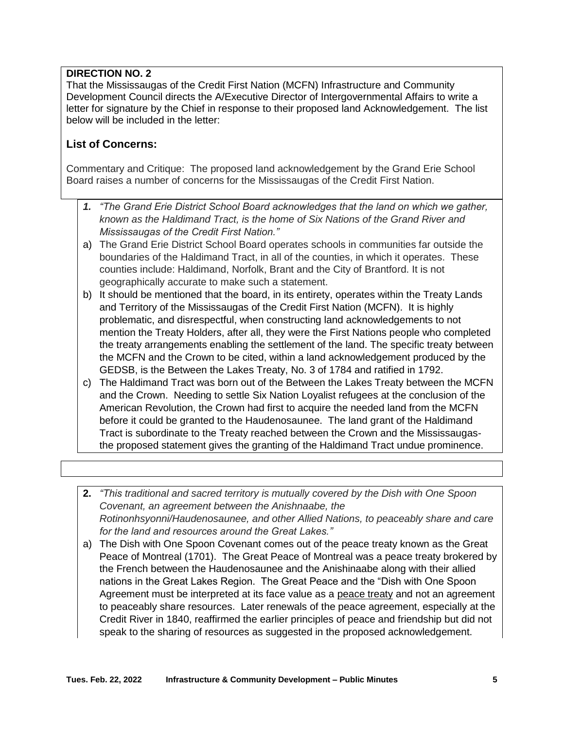**DIRECTION NO. 2**

That the Mississaugas of the Credit First Nation (MCFN) Infrastructure and Community Development Council directs the A/Executive Director of Intergovernmental Affairs to write a letter for signature by the Chief in response to their proposed land Acknowledgement. The list below will be included in the letter:

## List of Concerns:

Commentary and Critique: The proposed land acknowledgement by the Grand Erie School Board raises a number of concerns for the Mississaugas of the Credit First Nation.

***1.*** *"The Grand Erie District School Board acknowledges that the land on which we gather, known as the Haldimand Tract, is the home of Six Nations of the Grand River and Mississaugas of the Credit First Nation."*

a) The Grand Erie District School Board operates schools in communities far outside the boundaries of the Haldimand Tract, in all of the counties, in which it operates. These counties include: Haldimand, Norfolk, Brant and the City of Brantford. It is not geographically accurate to make such a statement.

b) It should be mentioned that the board, in its entirety, operates within the Treaty Lands and Territory of the Mississaugas of the Credit First Nation (MCFN). It is highly problematic, and disrespectful, when constructing land acknowledgements to not mention the Treaty Holders, after all, they were the First Nations people who completed the treaty arrangements enabling the settlement of the land. The specific treaty between the MCFN and the Crown to be cited, within a land acknowledgement produced by the GEDSB, is the Between the Lakes Treaty, No. 3 of 1784 and ratified in 1792.

c) The Haldimand Tract was born out of the Between the Lakes Treaty between the MCFN and the Crown. Needing to settle Six Nation Loyalist refugees at the conclusion of the American Revolution, the Crown had first to acquire the needed land from the MCFN before it could be granted to the Haudenosaunee. The land grant of the Haldimand Tract is subordinate to the Treaty reached between the Crown and the Mississaugas- the proposed statement gives the granting of the Haldimand Tract undue prominence.

**2.** *"This traditional and sacred territory is mutually covered by the Dish with One Spoon Covenant, an agreement between the Anishnaabe, the Rotinonhsyonni/Haudenosaunee, and other Allied Nations, to peaceably share and care for the land and resources around the Great Lakes."*

a) The Dish with One Spoon Covenant comes out of the peace treaty known as the Great Peace of Montreal (1701). The Great Peace of Montreal was a peace treaty brokered by the French between the Haudenosaunee and the Anishinaabe along with their allied nations in the Great Lakes Region. The Great Peace and the "Dish with One Spoon Agreement must be interpreted at its face value as a <u>peace treaty</u> and not an agreement to peaceably share resources. Later renewals of the peace agreement, especially at the Credit River in 1840, reaffirmed the earlier principles of peace and friendship but did not speak to the sharing of resources as suggested in the proposed acknowledgement.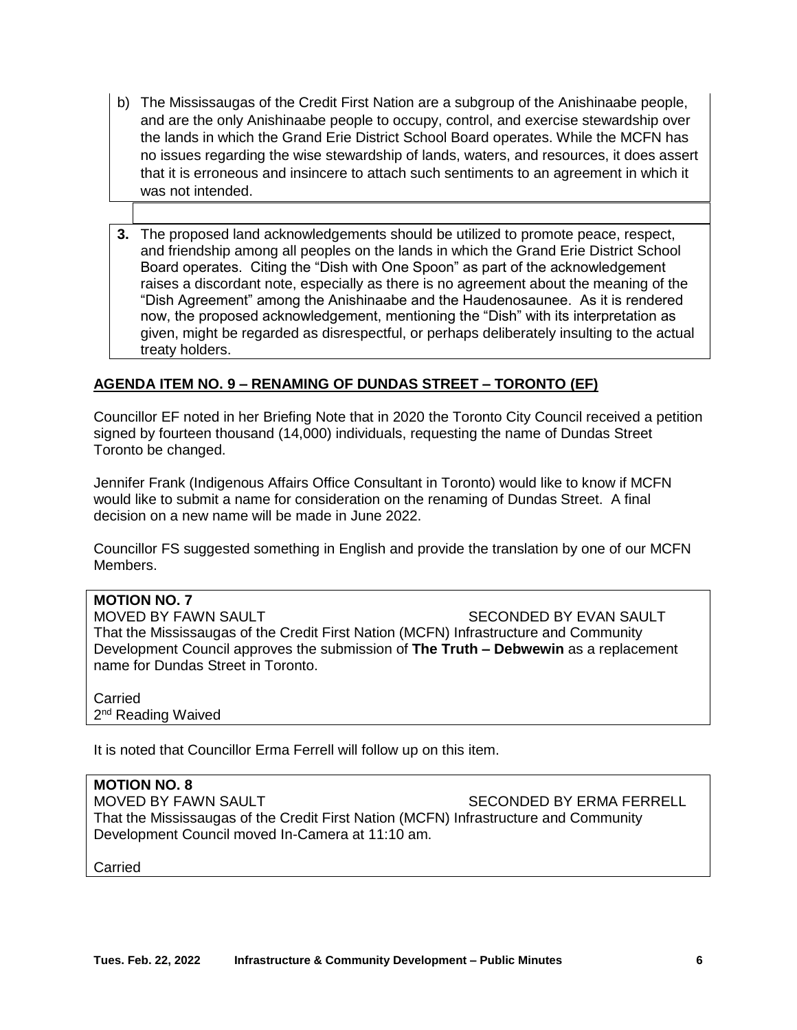b) The Mississaugas of the Credit First Nation are a subgroup of the Anishinaabe people, and are the only Anishinaabe people to occupy, control, and exercise stewardship over the lands in which the Grand Erie District School Board operates. While the MCFN has no issues regarding the wise stewardship of lands, waters, and resources, it does assert that it is erroneous and insincere to attach such sentiments to an agreement in which it was not intended.

**3.** The proposed land acknowledgements should be utilized to promote peace, respect, and friendship among all peoples on the lands in which the Grand Erie District School Board operates. Citing the "Dish with One Spoon" as part of the acknowledgement raises a discordant note, especially as there is no agreement about the meaning of the "Dish Agreement" among the Anishinaabe and the Haudenosaunee. As it is rendered now, the proposed acknowledgement, mentioning the "Dish" with its interpretation as given, might be regarded as disrespectful, or perhaps deliberately insulting to the actual treaty holders.

## AGENDA ITEM NO. 9 – RENAMING OF DUNDAS STREET – TORONTO (EF)

Councillor EF noted in her Briefing Note that in 2020 the Toronto City Council received a petition signed by fourteen thousand (14,000) individuals, requesting the name of Dundas Street Toronto be changed.

Jennifer Frank (Indigenous Affairs Office Consultant in Toronto) would like to know if MCFN would like to submit a name for consideration on the renaming of Dundas Street. A final decision on a new name will be made in June 2022.

Councillor FS suggested something in English and provide the translation by one of our MCFN Members.

**MOTION NO. 7**
MOVED BY FAWN SAULT SECONDED BY EVAN SAULT
That the Mississaugas of the Credit First Nation (MCFN) Infrastructure and Community Development Council approves the submission of **The Truth – Debwewin** as a replacement name for Dundas Street in Toronto.

Carried
2nd Reading Waived

It is noted that Councillor Erma Ferrell will follow up on this item.

**MOTION NO. 8**
MOVED BY FAWN SAULT SECONDED BY ERMA FERRELL
That the Mississaugas of the Credit First Nation (MCFN) Infrastructure and Community Development Council moved In-Camera at 11:10 am.

Carried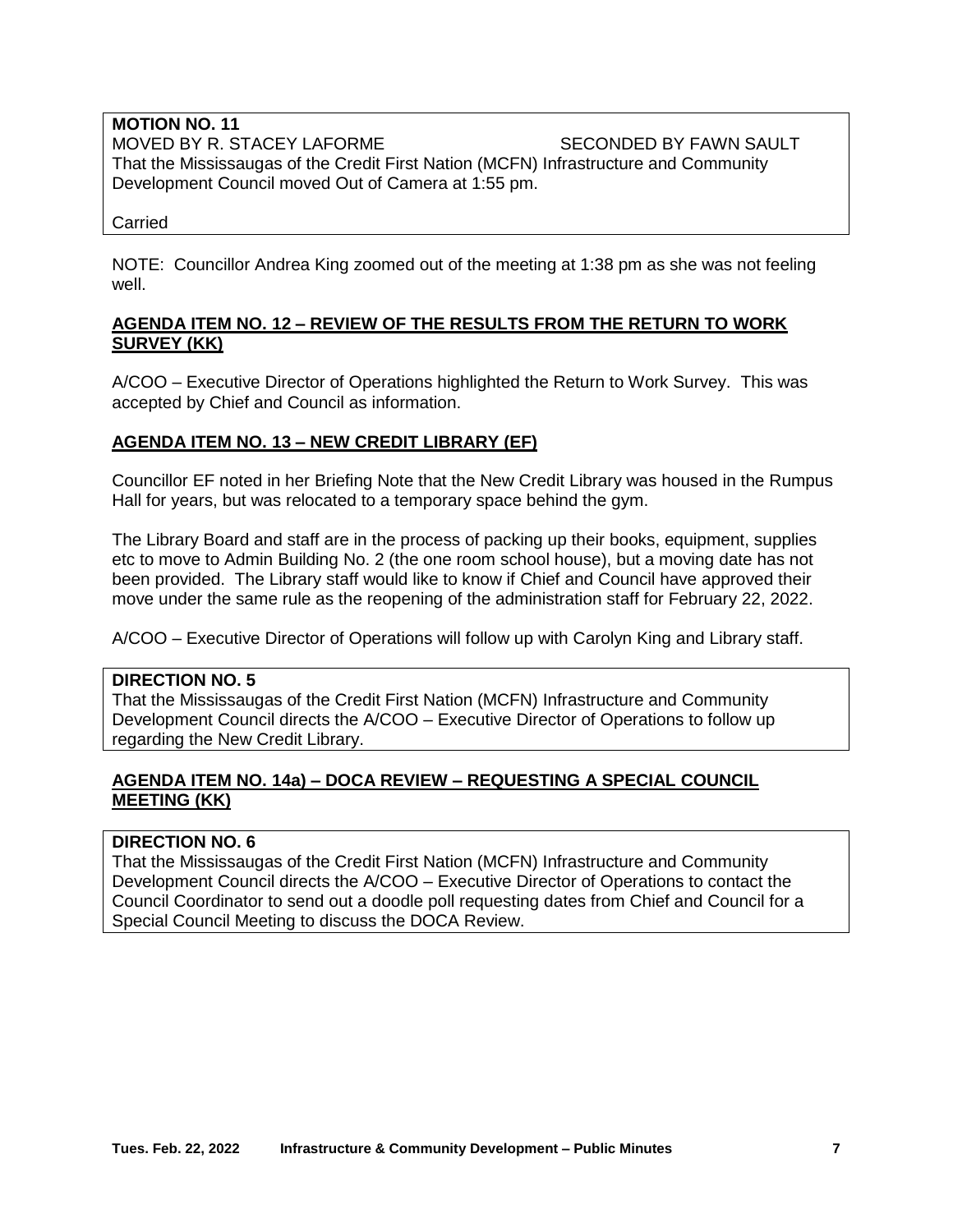**MOTION NO. 11**
MOVED BY R. STACEY LAFORME SECONDED BY FAWN SAULT
That the Mississaugas of the Credit First Nation (MCFN) Infrastructure and Community Development Council moved Out of Camera at 1:55 pm.

Carried

NOTE: Councillor Andrea King zoomed out of the meeting at 1:38 pm as she was not feeling well.

**AGENDA ITEM NO. 12 – REVIEW OF THE RESULTS FROM THE RETURN TO WORK SURVEY (KK)**

A/COO – Executive Director of Operations highlighted the Return to Work Survey. This was accepted by Chief and Council as information.

**AGENDA ITEM NO. 13 – NEW CREDIT LIBRARY (EF)**

Councillor EF noted in her Briefing Note that the New Credit Library was housed in the Rumpus Hall for years, but was relocated to a temporary space behind the gym.

The Library Board and staff are in the process of packing up their books, equipment, supplies etc to move to Admin Building No. 2 (the one room school house), but a moving date has not been provided. The Library staff would like to know if Chief and Council have approved their move under the same rule as the reopening of the administration staff for February 22, 2022.

A/COO – Executive Director of Operations will follow up with Carolyn King and Library staff.

**DIRECTION NO. 5**
That the Mississaugas of the Credit First Nation (MCFN) Infrastructure and Community Development Council directs the A/COO – Executive Director of Operations to follow up regarding the New Credit Library.

**AGENDA ITEM NO. 14a) – DOCA REVIEW – REQUESTING A SPECIAL COUNCIL MEETING (KK)**

**DIRECTION NO. 6**
That the Mississaugas of the Credit First Nation (MCFN) Infrastructure and Community Development Council directs the A/COO – Executive Director of Operations to contact the Council Coordinator to send out a doodle poll requesting dates from Chief and Council for a Special Council Meeting to discuss the DOCA Review.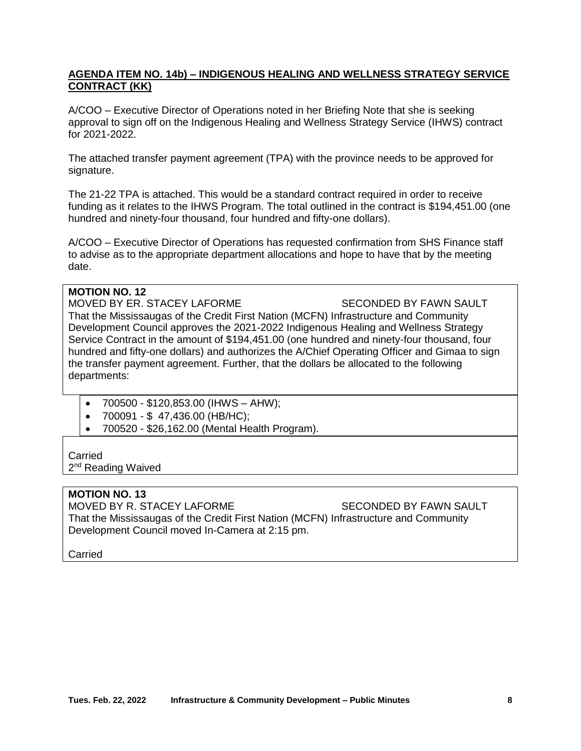**AGENDA ITEM NO. 14b) – INDIGENOUS HEALING AND WELLNESS STRATEGY SERVICE CONTRACT (KK)**

A/COO – Executive Director of Operations noted in her Briefing Note that she is seeking approval to sign off on the Indigenous Healing and Wellness Strategy Service (IHWS) contract for 2021-2022.

The attached transfer payment agreement (TPA) with the province needs to be approved for signature.

The 21-22 TPA is attached. This would be a standard contract required in order to receive funding as it relates to the IHWS Program. The total outlined in the contract is $194,451.00 (one hundred and ninety-four thousand, four hundred and fifty-one dollars).

A/COO – Executive Director of Operations has requested confirmation from SHS Finance staff to advise as to the appropriate department allocations and hope to have that by the meeting date.

**MOTION NO. 12**

MOVED BY ER. STACEY LAFORME SECONDED BY FAWN SAULT

That the Mississaugas of the Credit First Nation (MCFN) Infrastructure and Community Development Council approves the 2021-2022 Indigenous Healing and Wellness Strategy Service Contract in the amount of $194,451.00 (one hundred and ninety-four thousand, four hundred and fifty-one dollars) and authorizes the A/Chief Operating Officer and Gimaa to sign the transfer payment agreement. Further, that the dollars be allocated to the following departments:

- 700500 - $120,853.00 (IHWS – AHW);
- 700091 - $ 47,436.00 (HB/HC);
- 700520 - $26,162.00 (Mental Health Program).

Carried
2nd Reading Waived

**MOTION NO. 13**

MOVED BY R. STACEY LAFORME SECONDED BY FAWN SAULT

That the Mississaugas of the Credit First Nation (MCFN) Infrastructure and Community Development Council moved In-Camera at 2:15 pm.

Carried